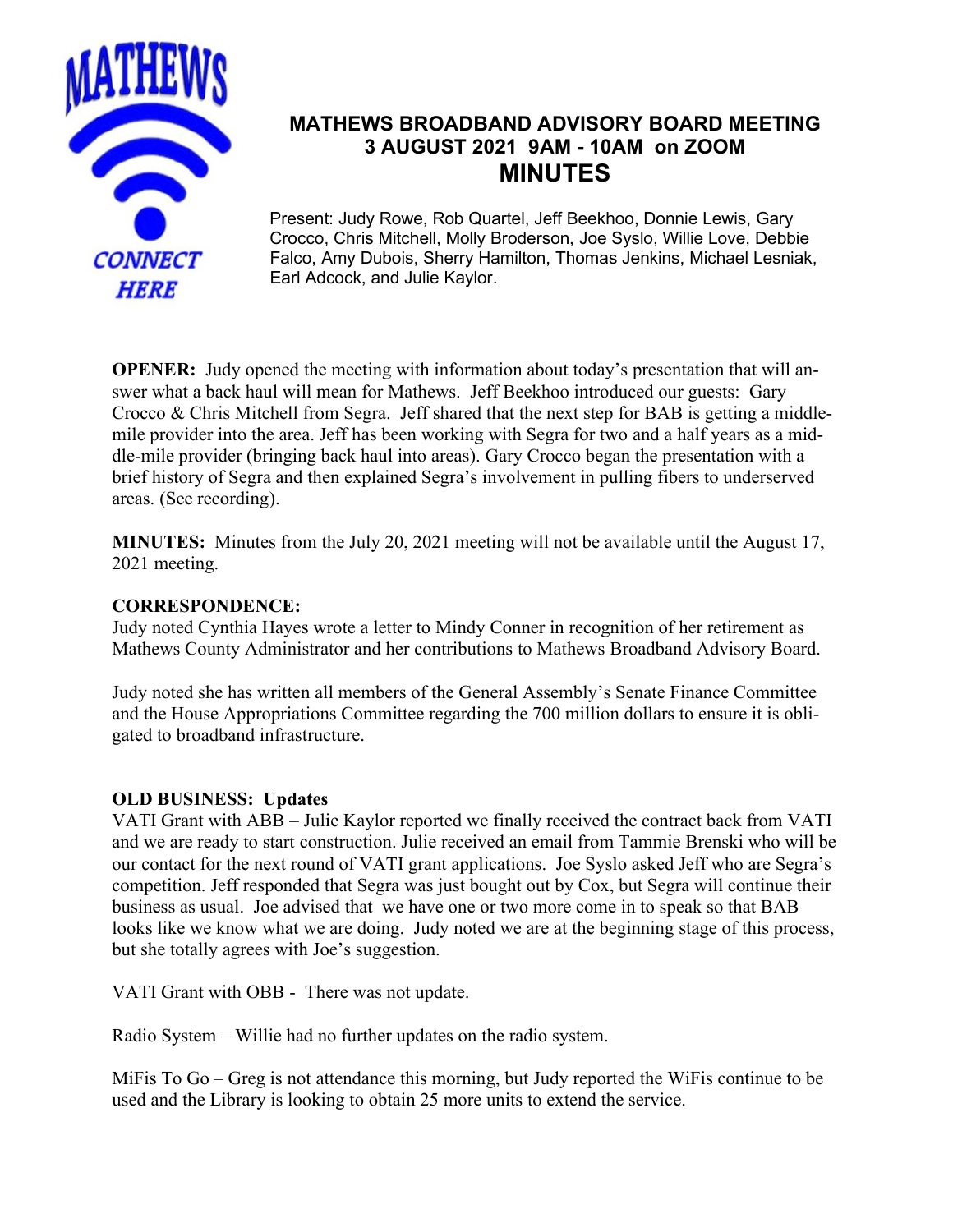# MATHEWS BROADBAND ADVISORY BOARD MEETING
## 3 AUGUST 2021 9AM - 10AM on ZOOM
## MINUTES

Present: Judy Rowe, Rob Quartel, Jeff Beekhoo, Donnie Lewis, Gary Crocco, Chris Mitchell, Molly Broderson, Joe Syslo, Willie Love, Debbie Falco, Amy Dubois, Sherry Hamilton, Thomas Jenkins, Michael Lesniak, Earl Adcock, and Julie Kaylor.

**OPENER:** Judy opened the meeting with information about today's presentation that will answer what a back haul will mean for Mathews. Jeff Beekhoo introduced our guests: Gary Crocco & Chris Mitchell from Segra. Jeff shared that the next step for BAB is getting a middle-mile provider into the area. Jeff has been working with Segra for two and a half years as a middle-mile provider (bringing back haul into areas). Gary Crocco began the presentation with a brief history of Segra and then explained Segra's involvement in pulling fibers to underserved areas. (See recording).

**MINUTES:** Minutes from the July 20, 2021 meeting will not be available until the August 17, 2021 meeting.

**CORRESPONDENCE:**

Judy noted Cynthia Hayes wrote a letter to Mindy Conner in recognition of her retirement as Mathews County Administrator and her contributions to Mathews Broadband Advisory Board.

Judy noted she has written all members of the General Assembly's Senate Finance Committee and the House Appropriations Committee regarding the 700 million dollars to ensure it is obligated to broadband infrastructure.

**OLD BUSINESS: Updates**

VATI Grant with ABB – Julie Kaylor reported we finally received the contract back from VATI and we are ready to start construction. Julie received an email from Tammie Brenski who will be our contact for the next round of VATI grant applications. Joe Syslo asked Jeff who are Segra's competition. Jeff responded that Segra was just bought out by Cox, but Segra will continue their business as usual. Joe advised that we have one or two more come in to speak so that BAB looks like we know what we are doing. Judy noted we are at the beginning stage of this process, but she totally agrees with Joe's suggestion.

VATI Grant with OBB - There was not update.

Radio System – Willie had no further updates on the radio system.

MiFis To Go – Greg is not attendance this morning, but Judy reported the WiFis continue to be used and the Library is looking to obtain 25 more units to extend the service.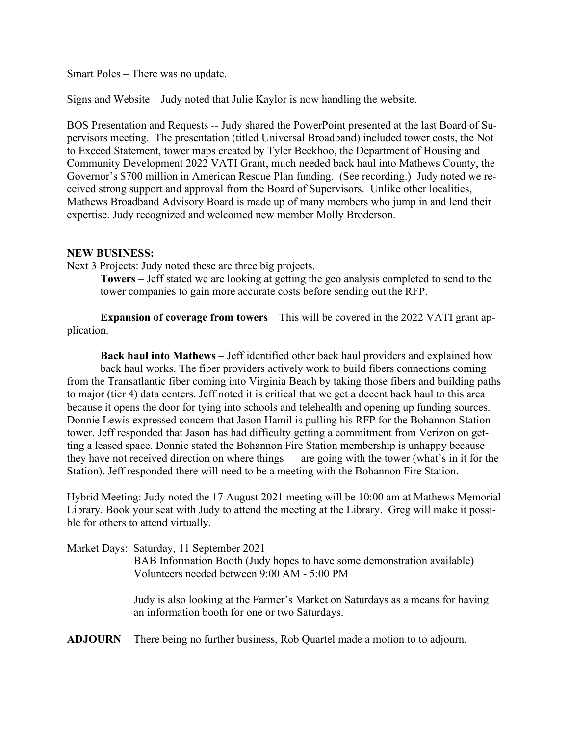Smart Poles – There was no update.

Signs and Website – Judy noted that Julie Kaylor is now handling the website.

BOS Presentation and Requests -- Judy shared the PowerPoint presented at the last Board of Supervisors meeting. The presentation (titled Universal Broadband) included tower costs, the Not to Exceed Statement, tower maps created by Tyler Beekhoo, the Department of Housing and Community Development 2022 VATI Grant, much needed back haul into Mathews County, the Governor's $700 million in American Rescue Plan funding. (See recording.) Judy noted we received strong support and approval from the Board of Supervisors. Unlike other localities, Mathews Broadband Advisory Board is made up of many members who jump in and lend their expertise. Judy recognized and welcomed new member Molly Broderson.

**NEW BUSINESS:**

Next 3 Projects: Judy noted these are three big projects.

**Towers** – Jeff stated we are looking at getting the geo analysis completed to send to the tower companies to gain more accurate costs before sending out the RFP.

**Expansion of coverage from towers** – This will be covered in the 2022 VATI grant application.

**Back haul into Mathews** – Jeff identified other back haul providers and explained how back haul works. The fiber providers actively work to build fibers connections coming from the Transatlantic fiber coming into Virginia Beach by taking those fibers and building paths to major (tier 4) data centers. Jeff noted it is critical that we get a decent back haul to this area because it opens the door for tying into schools and telehealth and opening up funding sources. Donnie Lewis expressed concern that Jason Hamil is pulling his RFP for the Bohannon Station tower. Jeff responded that Jason has had difficulty getting a commitment from Verizon on getting a leased space. Donnie stated the Bohannon Fire Station membership is unhappy because they have not received direction on where things are going with the tower (what's in it for the Station). Jeff responded there will need to be a meeting with the Bohannon Fire Station.

Hybrid Meeting: Judy noted the 17 August 2021 meeting will be 10:00 am at Mathews Memorial Library. Book your seat with Judy to attend the meeting at the Library. Greg will make it possible for others to attend virtually.

Market Days: Saturday, 11 September 2021

BAB Information Booth (Judy hopes to have some demonstration available)
Volunteers needed between 9:00 AM - 5:00 PM

Judy is also looking at the Farmer's Market on Saturdays as a means for having an information booth for one or two Saturdays.

**ADJOURN** There being no further business, Rob Quartel made a motion to to adjourn.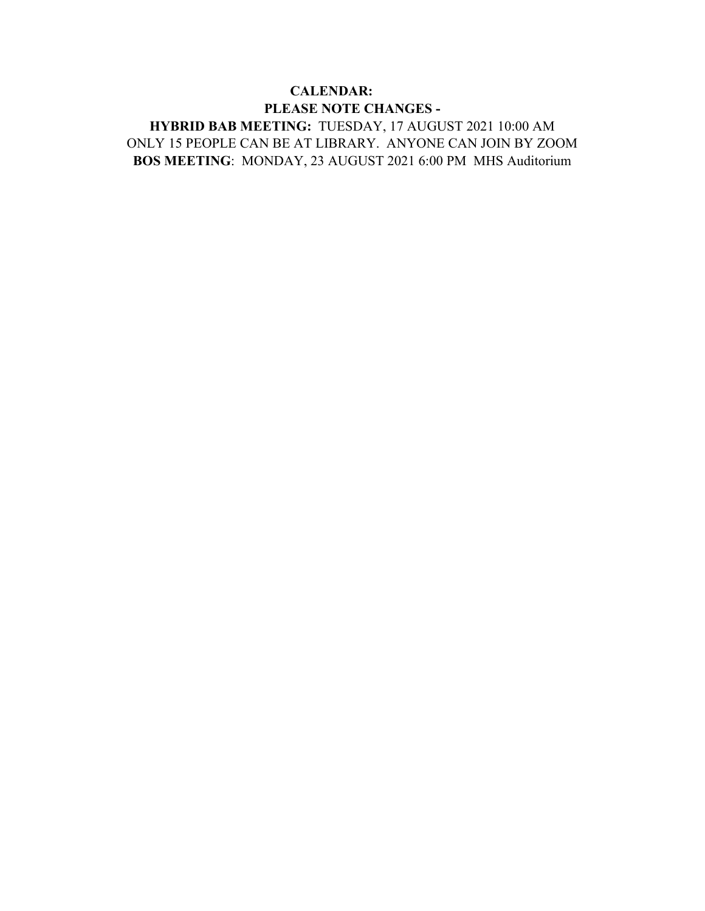**CALENDAR:**

**PLEASE NOTE CHANGES -**

**HYBRID BAB MEETING:** TUESDAY, 17 AUGUST 2021 10:00 AM

ONLY 15 PEOPLE CAN BE AT LIBRARY. ANYONE CAN JOIN BY ZOOM

**BOS MEETING**: MONDAY, 23 AUGUST 2021 6:00 PM MHS Auditorium